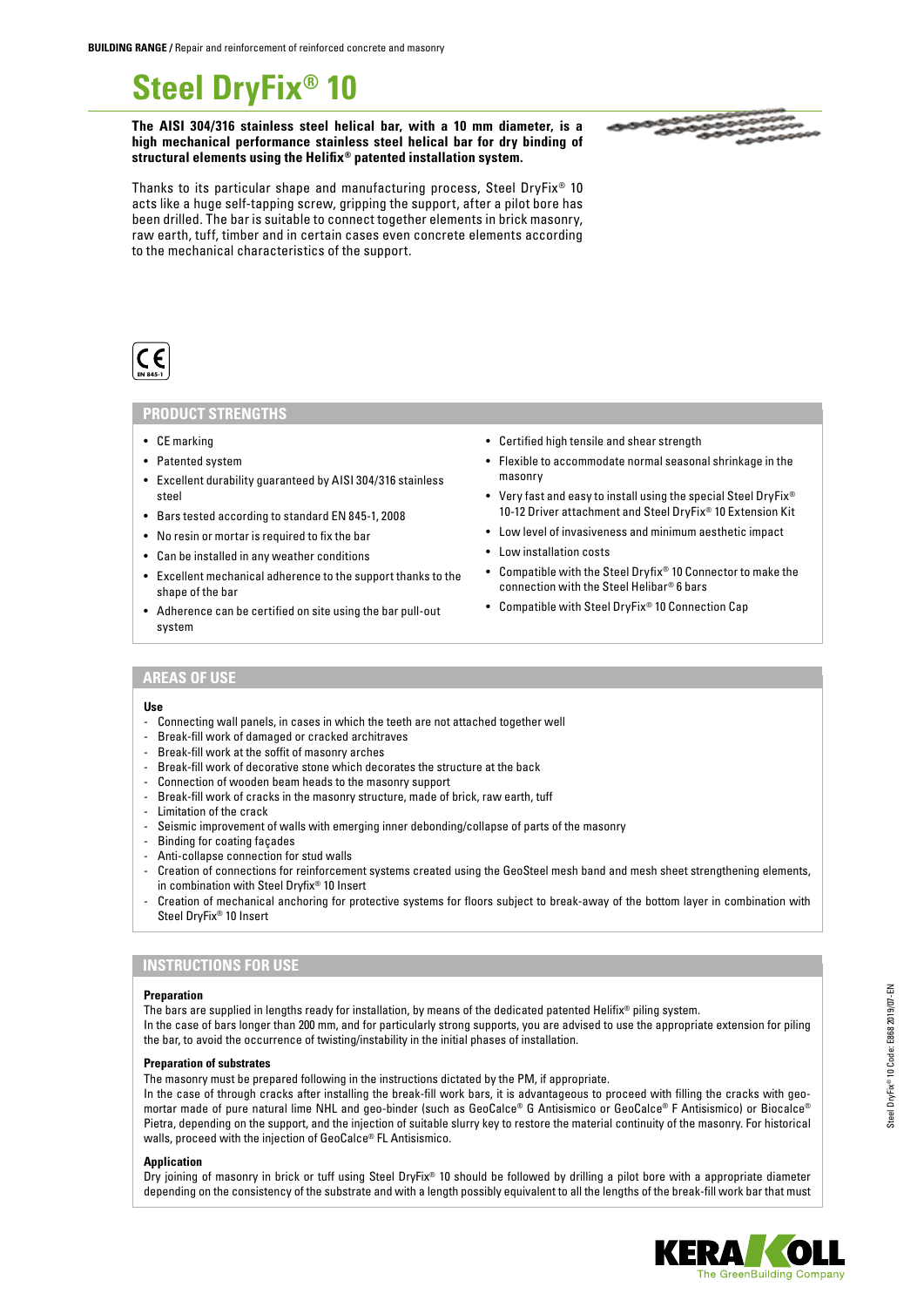# Steel DryFix® 10

**The AISI 304/316 stainless steel helical bar, with a 10 mm diameter, is a high mechanical performance stainless steel helical bar for dry binding of structural elements using the Helifix® patented installation system.**

Thanks to its particular shape and manufacturing process, Steel DryFix® 10 acts like a huge self-tapping screw, gripping the support, after a pilot bore has been drilled. The bar is suitable to connect together elements in brick masonry, raw earth, tuff, timber and in certain cases even concrete elements according to the mechanical characteristics of the support.

CE EN 845-1

## PRODUCT STRENGTHS

- CE marking
- Patented system
- Excellent durability guaranteed by AISI 304/316 stainless steel
- Bars tested according to standard EN 845-1, 2008
- No resin or mortar is required to fix the bar
- Can be installed in any weather conditions
- Excellent mechanical adherence to the support thanks to the shape of the bar
- Adherence can be certified on site using the bar pull-out system
- Certified high tensile and shear strength
- Flexible to accommodate normal seasonal shrinkage in the masonry
- Very fast and easy to install using the special Steel DryFix® 10-12 Driver attachment and Steel DryFix® 10 Extension Kit
- Low level of invasiveness and minimum aesthetic impact
- Low installation costs
- Compatible with the Steel Dryfix® 10 Connector to make the connection with the Steel Helibar® 6 bars
- Compatible with Steel DryFix® 10 Connection Cap

## AREAS OF USE

**Use**

- Connecting wall panels, in cases in which the teeth are not attached together well
- Break-fill work of damaged or cracked architraves
- Break-fill work at the soffit of masonry arches
- Break-fill work of decorative stone which decorates the structure at the back
- Connection of wooden beam heads to the masonry support
- Break-fill work of cracks in the masonry structure, made of brick, raw earth, tuff
- Limitation of the crack
- Seismic improvement of walls with emerging inner debonding/collapse of parts of the masonry
- Binding for coating façades
- Anti-collapse connection for stud walls
- Creation of connections for reinforcement systems created using the GeoSteel mesh band and mesh sheet strengthening elements, in combination with Steel Dryfix® 10 Insert
- Creation of mechanical anchoring for protective systems for floors subject to break-away of the bottom layer in combination with Steel DryFix® 10 Insert

## INSTRUCTIONS FOR USE

**Preparation**

The bars are supplied in lengths ready for installation, by means of the dedicated patented Helifix® piling system.
In the case of bars longer than 200 mm, and for particularly strong supports, you are advised to use the appropriate extension for piling the bar, to avoid the occurrence of twisting/instability in the initial phases of installation.

**Preparation of substrates**

The masonry must be prepared following in the instructions dictated by the PM, if appropriate.
In the case of through cracks after installing the break-fill work bars, it is advantageous to proceed with filling the cracks with geo-mortar made of pure natural lime NHL and geo-binder (such as GeoCalce® G Antisismico or GeoCalce® F Antisismico) or Biocalce® Pietra, depending on the support, and the injection of suitable slurry key to restore the material continuity of the masonry. For historical walls, proceed with the injection of GeoCalce® FL Antisismico.

**Application**

Dry joining of masonry in brick or tuff using Steel DryFix® 10 should be followed by drilling a pilot bore with a appropriate diameter depending on the consistency of the substrate and with a length possibly equivalent to all the lengths of the break-fill work bar that must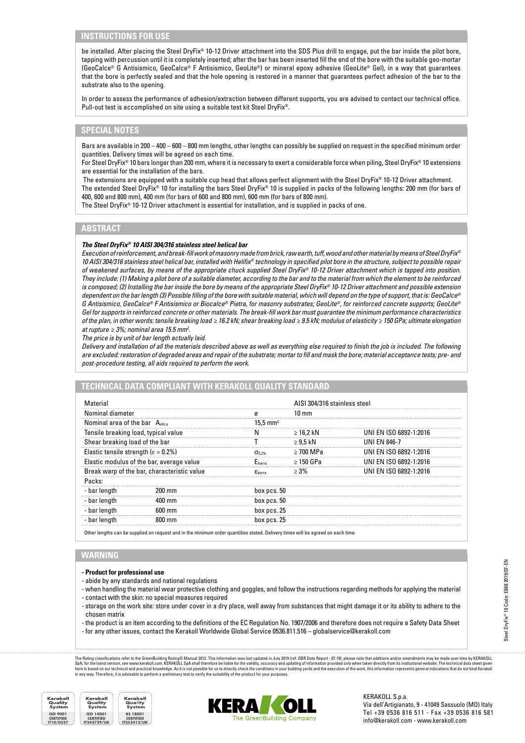## INSTRUCTIONS FOR USE

be installed. After placing the Steel DryFix® 10-12 Driver attachment into the SDS Plus drill to engage, put the bar inside the pilot bore, tapping with percussion until it is completely inserted; after the bar has been inserted fill the end of the bore with the suitable geo-mortar (GeoCalce® G Antisismico, GeoCalce® F Antisismico, GeoLite®) or mineral epoxy adhesive (GeoLite® Gel), in a way that guarantees that the bore is perfectly sealed and that the hole opening is restored in a manner that guarantees perfect adhesion of the bar to the substrate also to the opening.

In order to assess the performance of adhesion/extraction between different supports, you are advised to contact our technical office. Pull-out test is accomplished on site using a suitable test kit Steel DryFix®.

## SPECIAL NOTES

Bars are available in 200 – 400 – 600 – 800 mm lengths, other lengths can possibly be supplied on request in the specified minimum order quantities. Delivery times will be agreed on each time.
For Steel DryFix® 10 bars longer than 200 mm, where it is necessary to exert a considerable force when piling, Steel DryFix® 10 extensions are essential for the installation of the bars.
The extensions are equipped with a suitable cup head that allows perfect alignment with the Steel DryFix® 10-12 Driver attachment.
The extended Steel DryFix® 10 for installing the bars Steel DryFix® 10 is supplied in packs of the following lengths: 200 mm (for bars of 400, 600 and 800 mm), 400 mm (for bars of 600 and 800 mm), 600 mm (for bars of 800 mm).
The Steel DryFix® 10-12 Driver attachment is essential for installation, and is supplied in packs of one.

## ABSTRACT

***The Steel DryFix® 10 AISI 304/316 stainless steel helical bar***

*Execution of reinforcement, and break-fill work of masonry made from brick, raw earth, tuff, wood and other material by means of Steel DryFix® 10 AISI 304/316 stainless steel helical bar, installed with Helifix® technology in specified pilot bore in the structure, subject to possible repair of weakened surfaces, by means of the appropriate chuck supplied Steel DryFix® 10-12 Driver attachment which is tapped into position. They include: (1) Making a pilot bore of a suitable diameter, according to the bar and to the material from which the element to be reinforced is composed; (2) Installing the bar inside the bore by means of the appropriate Steel DryFix® 10-12 Driver attachment and possible extension dependent on the bar length (3) Possible filling of the bore with suitable material, which will depend on the type of support, that is: GeoCalce® G Antisismico, GeoCalce® F Antisismico or Biocalce® Pietra, for masonry substrates; GeoLite®, for reinforced concrete supports; GeoLite® Gel for supports in reinforced concrete or other materials. The break-fill work bar must guarantee the minimum performance characteristics of the plan, in other words: tensile breaking load ≥ 16.2 kN; shear breaking load ≥ 9.5 kN; modulus of elasticity ≥ 150 GPa; ultimate elongation at rupture ≥ 3%; nominal area 15.5 mm².*

*The price is by unit of bar length actually laid.*

*Delivery and installation of all the materials described above as well as everything else required to finish the job is included. The following are excluded: restoration of degraded areas and repair of the substrate; mortar to fill and mask the bore; material acceptance tests; pre- and post-procedure testing, all aids required to perform the work.*

## TECHNICAL DATA COMPLIANT WITH KERAKOLL QUALITY STANDARD

| | | | | |
|---|---|---|---|---|
| Material | | | AISI 304/316 stainless steel | |
| Nominal diameter | | ø | 10 mm | |
| Nominal area of the bar $A_{elica}$ | | 15,5 mm² | | |
| Tensile breaking load, typical value | | N | ≥ 16,2 kN | UNI EN ISO 6892-1:2016 |
| Shear breaking load of the bar | | T | ≥ 9,5 kN | UNI EN 846-7 |
| Elastic tensile strength ($\varepsilon$ = 0.2%) | | $\sigma_{0,2\%}$ | ≥ 700 MPa | UNI EN ISO 6892-1:2016 |
| Elastic modulus of the bar, average value | | $E_{barra}$ | ≥ 150 GPa | UNI EN ISO 6892-1:2016 |
| Break warp of the bar, characteristic value | | $\varepsilon_{barra}$ | ≥ 3% | UNI EN ISO 6892-1:2016 |
| Packs: | | | | |
| - bar length | 200 mm | box pcs. 50 | | |
| - bar length | 400 mm | box pcs. 50 | | |
| - bar length | 600 mm | box pcs. 25 | | |
| - bar length | 800 mm | box pcs. 25 | | |

Other lengths can be supplied on request and in the minimum order quantities stated. Delivery times will be agreed on each time

## WARNING

- **Product for professional use**
- abide by any standards and national regulations
- when handling the material wear protective clothing and goggles, and follow the instructions regarding methods for applying the material
- contact with the skin: no special measures required
- storage on the work site: store under cover in a dry place, well away from substances that might damage it or its ability to adhere to the chosen matrix
- the product is an item according to the definitions of the EC Regulation No. 1907/2006 and therefore does not require a Safety Data Sheet
- for any other issues, contact the Kerakoll Worldwide Global Service 0536.811.516 – globalservice@kerakoll.com

The Rating classifications refer to the GreenBuilding Rating® Manual 2012. This information was last updated in July 2019 (ref. GBR Data Report - 07.19); please note that additions and/or amendments may be made over time by KERAKOLL SpA; for the latest version, see www.kerakoll.com. KERAKOLL SpA shall therefore be liable for the validity, accuracy and updating of information provided only when taken directly from its institutional website. The technical data sheet given here is based on our technical and practical knowledge. As it is not possible for us to directly check the conditions in your building yards and the execution of the work, this information represents general indications that do not bind Kerakoll in any way. Therefore, it is advisable to perform a preliminary test to verify the suitability of the product for your purposes.

Steel DryFix® 10 Code: E868 2019/07-EN

Kerakoll Quality System ISO 9001 CERTIFIED IT10/0327
Kerakoll Quality System ISO 14001 CERTIFIED IT242729/UK
Kerakoll Quality System BS 18001 CERTIFIED IT255412/UK

KERAKOLL The GreenBuilding Company

KERAKOLL S.p.a.
Via dell'Artigianato, 9 - 41049 Sassuolo (MO) Italy
Tel +39 0536 816 511 - Fax +39 0536 816 581
info@kerakoll.com - www.kerakoll.com